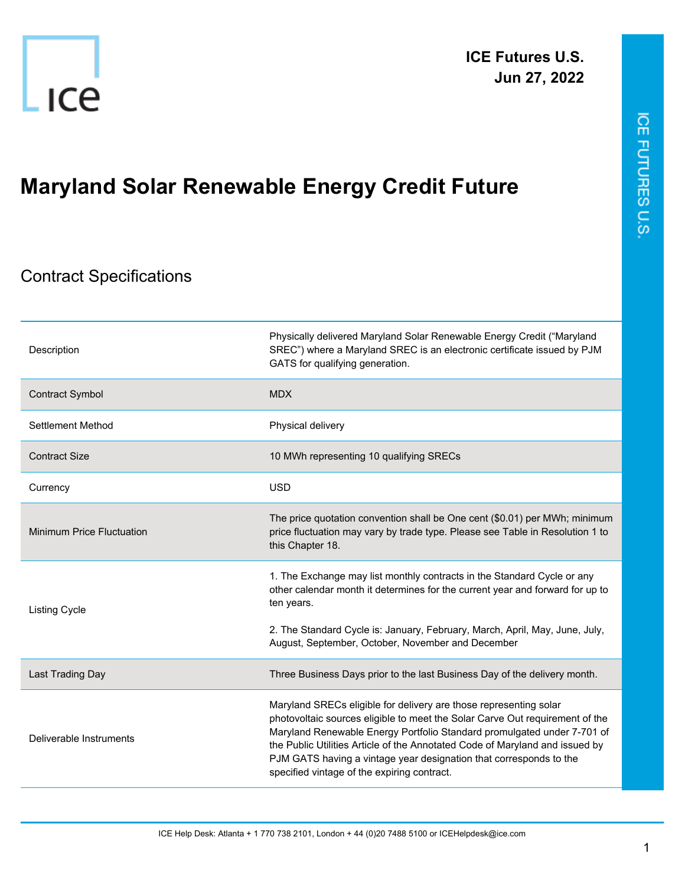ICE Futures U.S.
Jun 27, 2022

# Maryland Solar Renewable Energy Credit Future

## Contract Specifications

| | |
|---|---|
| Description | Physically delivered Maryland Solar Renewable Energy Credit ("Maryland SREC") where a Maryland SREC is an electronic certificate issued by PJM GATS for qualifying generation. |
| Contract Symbol | MDX |
| Settlement Method | Physical delivery |
| Contract Size | 10 MWh representing 10 qualifying SRECs |
| Currency | USD |
| Minimum Price Fluctuation | The price quotation convention shall be One cent ($0.01) per MWh; minimum price fluctuation may vary by trade type. Please see Table in Resolution 1 to this Chapter 18. |
| Listing Cycle | 1. The Exchange may list monthly contracts in the Standard Cycle or any other calendar month it determines for the current year and forward for up to ten years.<br><br>2. The Standard Cycle is: January, February, March, April, May, June, July, August, September, October, November and December |
| Last Trading Day | Three Business Days prior to the last Business Day of the delivery month. |
| Deliverable Instruments | Maryland SRECs eligible for delivery are those representing solar photovoltaic sources eligible to meet the Solar Carve Out requirement of the Maryland Renewable Energy Portfolio Standard promulgated under 7-701 of the Public Utilities Article of the Annotated Code of Maryland and issued by PJM GATS having a vintage year designation that corresponds to the specified vintage of the expiring contract. |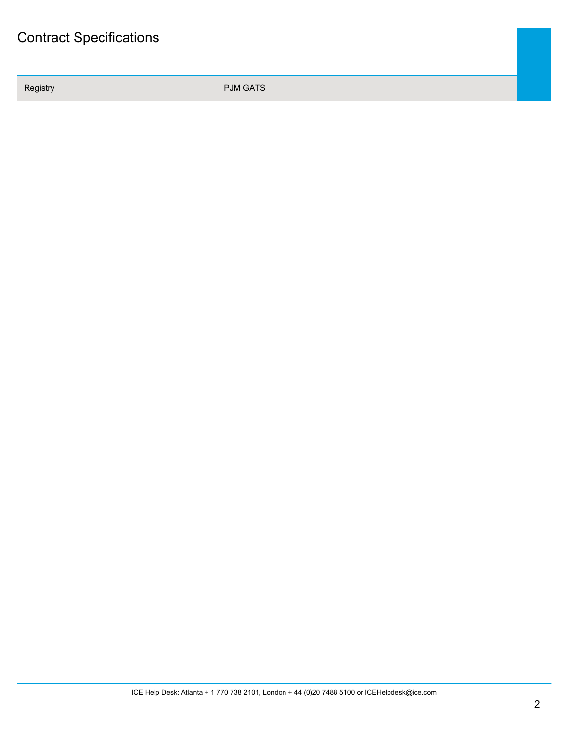# Contract Specifications

| | |
|---|---|
| Registry | PJM GATS |

ICE Help Desk: Atlanta + 1 770 738 2101, London + 44 (0)20 7488 5100 or ICEHelpdesk@ice.com